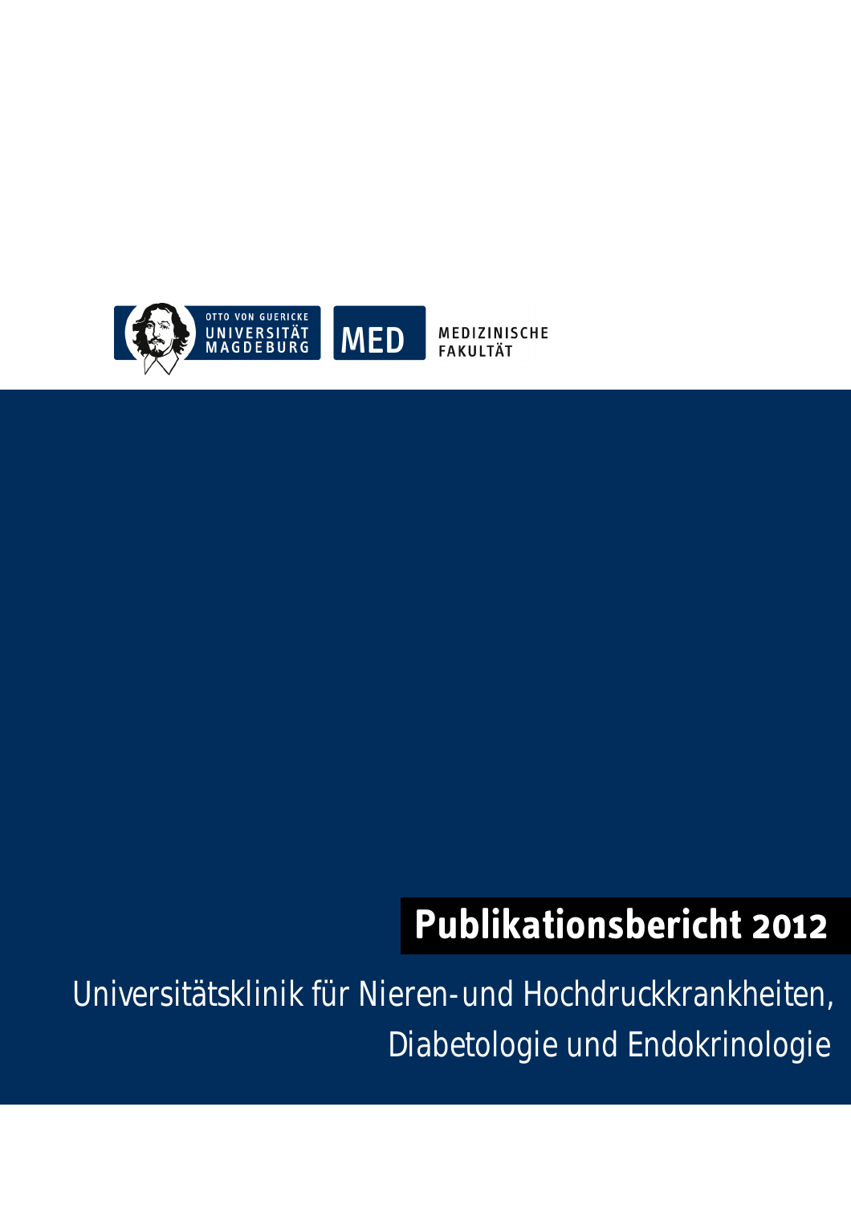OTTO VON GUERICKE UNIVERSITÄT MAGDEBURG

MED MEDIZINISCHE FAKULTÄT

# Publikationsbericht 2012

Universitätsklinik für Nieren-und Hochdruckkrankheiten, Diabetologie und Endokrinologie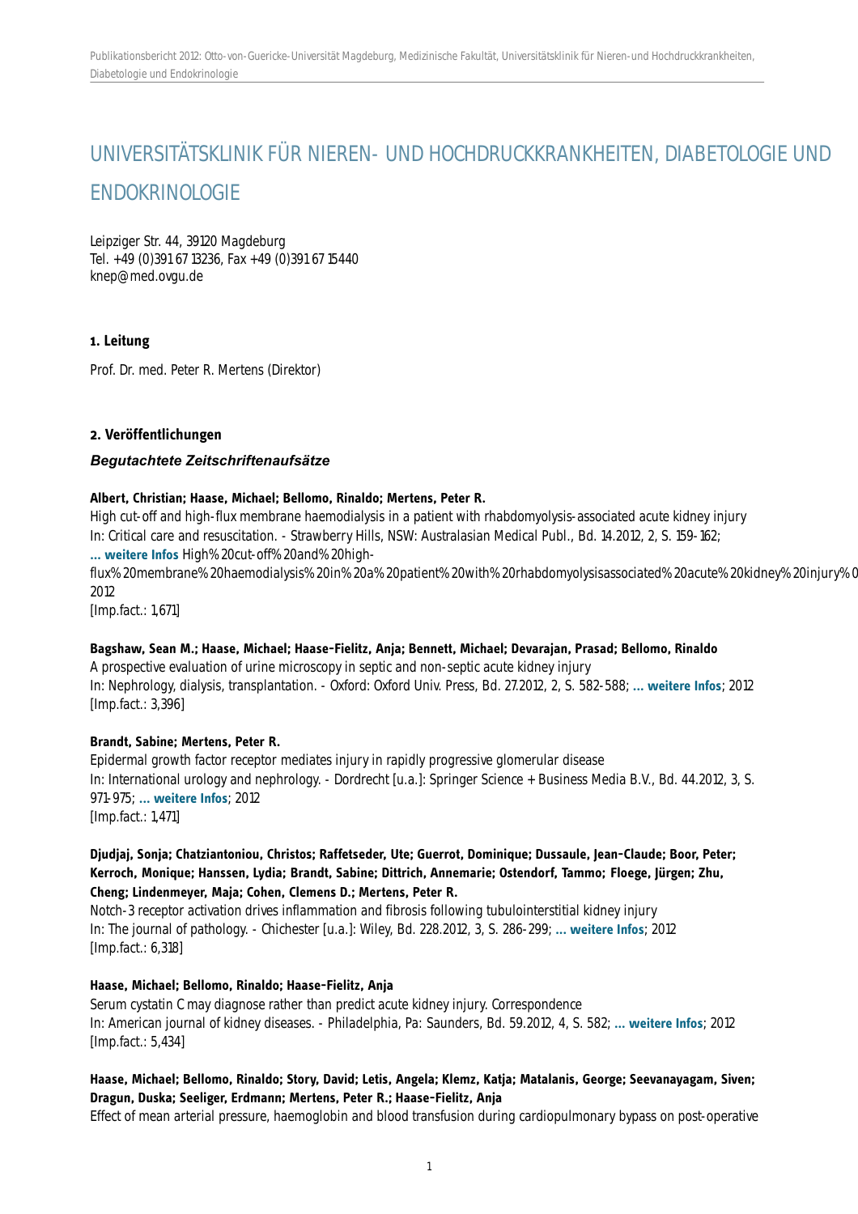# UNIVERSITÄTSKLINIK FÜR NIEREN- UND HOCHDRUCKKRANKHEITEN, DIABETOLOGIE UND ENDOKRINOLOGIE

Leipziger Str. 44, 39120 Magdeburg
Tel. +49 (0)391 67 13236, Fax +49 (0)391 67 15440
knep@med.ovgu.de

#### 1. Leitung

Prof. Dr. med. Peter R. Mertens (Direktor)

#### 2. Veröffentlichungen

***Begutachtete Zeitschriftenaufsätze***

**Albert, Christian; Haase, Michael; Bellomo, Rinaldo; Mertens, Peter R.**
High cut-off and high-flux membrane haemodialysis in a patient with rhabdomyolysis-associated acute kidney injury
In: Critical care and resuscitation. - Strawberry Hills, NSW: Australasian Medical Publ., Bd. 14.2012, 2, S. 159-162;
**... weitere Infos** High%20cut-off%20and%20high-flux%20membrane%20haemodialysis%20in%20a%20patient%20with%20rhabdomyolysisassociated%20acute%20kidney%20injury%0
2012
[Imp.fact.: 1,671]

**Bagshaw, Sean M.; Haase, Michael; Haase-Fielitz, Anja; Bennett, Michael; Devarajan, Prasad; Bellomo, Rinaldo**
A prospective evaluation of urine microscopy in septic and non-septic acute kidney injury
In: Nephrology, dialysis, transplantation. - Oxford: Oxford Univ. Press, Bd. 27.2012, 2, S. 582-588; **... weitere Infos**; 2012
[Imp.fact.: 3,396]

**Brandt, Sabine; Mertens, Peter R.**
Epidermal growth factor receptor mediates injury in rapidly progressive glomerular disease
In: International urology and nephrology. - Dordrecht [u.a.]: Springer Science + Business Media B.V., Bd. 44.2012, 3, S. 971-975; **... weitere Infos**; 2012
[Imp.fact.: 1,471]

**Djudjaj, Sonja; Chatziantoniou, Christos; Raffetseder, Ute; Guerrot, Dominique; Dussaule, Jean-Claude; Boor, Peter; Kerroch, Monique; Hanssen, Lydia; Brandt, Sabine; Dittrich, Annemarie; Ostendorf, Tammo; Floege, Jürgen; Zhu, Cheng; Lindenmeyer, Maja; Cohen, Clemens D.; Mertens, Peter R.**
Notch-3 receptor activation drives inflammation and fibrosis following tubulointerstitial kidney injury
In: The journal of pathology. - Chichester [u.a.]: Wiley, Bd. 228.2012, 3, S. 286-299; **... weitere Infos**; 2012
[Imp.fact.: 6,318]

**Haase, Michael; Bellomo, Rinaldo; Haase-Fielitz, Anja**
Serum cystatin C may diagnose rather than predict acute kidney injury. Correspondence
In: American journal of kidney diseases. - Philadelphia, Pa: Saunders, Bd. 59.2012, 4, S. 582; **... weitere Infos**; 2012
[Imp.fact.: 5,434]

**Haase, Michael; Bellomo, Rinaldo; Story, David; Letis, Angela; Klemz, Katja; Matalanis, George; Seevanayagam, Siven; Dragun, Duska; Seeliger, Erdmann; Mertens, Peter R.; Haase-Fielitz, Anja**
Effect of mean arterial pressure, haemoglobin and blood transfusion during cardiopulmonary bypass on post-operative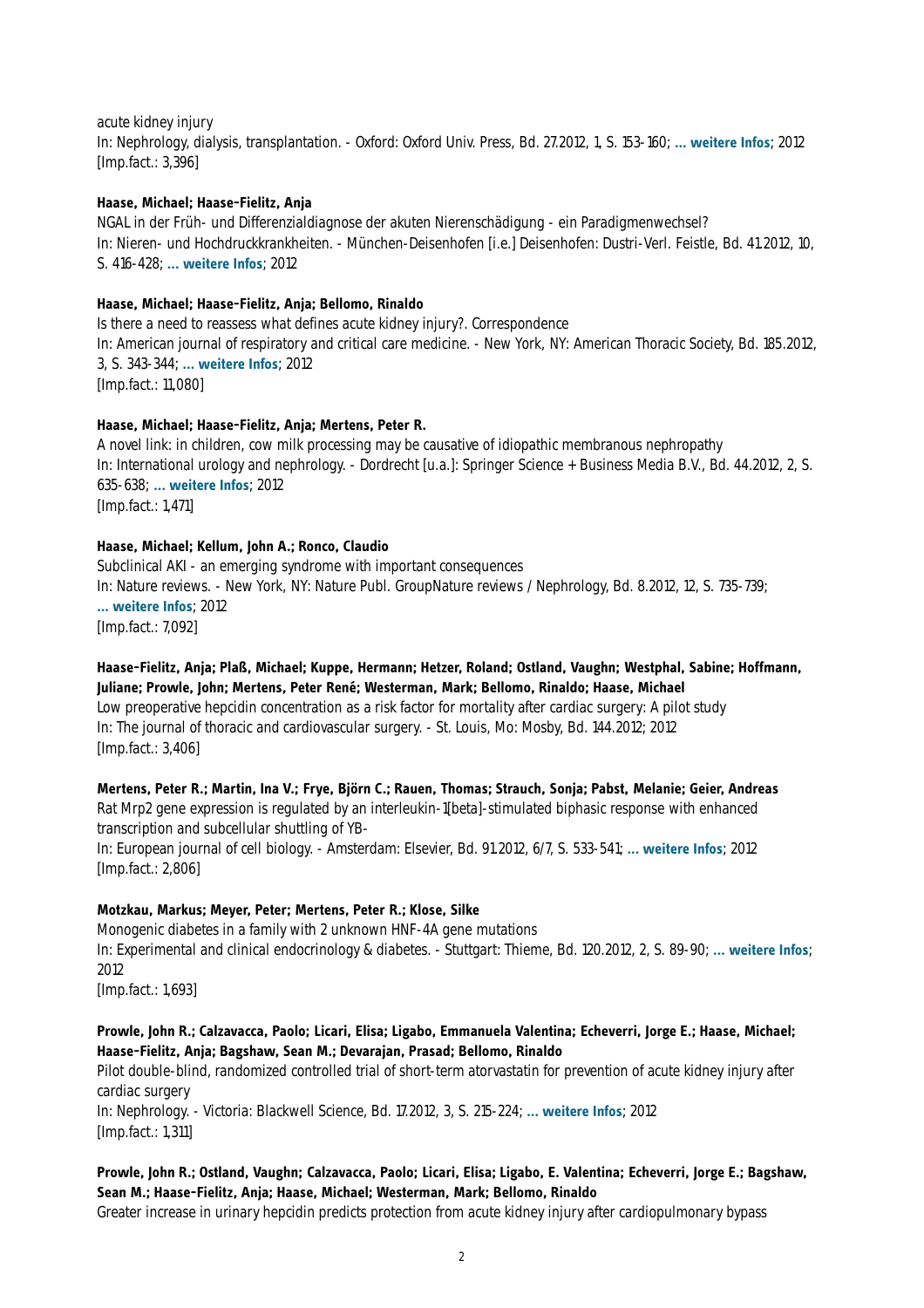acute kidney injury
In: Nephrology, dialysis, transplantation. - Oxford: Oxford Univ. Press, Bd. 27.2012, 1, S. 153-160; **... weitere Infos**; 2012
[Imp.fact.: 3,396]

**Haase, Michael; Haase-Fielitz, Anja**
NGAL in der Früh- und Differenzialdiagnose der akuten Nierenschädigung - ein Paradigmenwechsel?
In: Nieren- und Hochdruckkrankheiten. - München-Deisenhofen [i.e.] Deisenhofen: Dustri-Verl. Feistle, Bd. 41.2012, 10, S. 416-428; **... weitere Infos**; 2012

**Haase, Michael; Haase-Fielitz, Anja; Bellomo, Rinaldo**
Is there a need to reassess what defines acute kidney injury?. Correspondence
In: American journal of respiratory and critical care medicine. - New York, NY: American Thoracic Society, Bd. 185.2012, 3, S. 343-344; **... weitere Infos**; 2012
[Imp.fact.: 11,080]

**Haase, Michael; Haase-Fielitz, Anja; Mertens, Peter R.**
A novel link: in children, cow milk processing may be causative of idiopathic membranous nephropathy
In: International urology and nephrology. - Dordrecht [u.a.]: Springer Science + Business Media B.V., Bd. 44.2012, 2, S. 635-638; **... weitere Infos**; 2012
[Imp.fact.: 1,471]

**Haase, Michael; Kellum, John A.; Ronco, Claudio**
Subclinical AKI - an emerging syndrome with important consequences
In: Nature reviews. - New York, NY: Nature Publ. GroupNature reviews / Nephrology, Bd. 8.2012, 12, S. 735-739; **... weitere Infos**; 2012
[Imp.fact.: 7,092]

**Haase-Fielitz, Anja; Plaß, Michael; Kuppe, Hermann; Hetzer, Roland; Ostland, Vaughn; Westphal, Sabine; Hoffmann, Juliane; Prowle, John; Mertens, Peter René; Westerman, Mark; Bellomo, Rinaldo; Haase, Michael**
Low preoperative hepcidin concentration as a risk factor for mortality after cardiac surgery: A pilot study
In: The journal of thoracic and cardiovascular surgery. - St. Louis, Mo: Mosby, Bd. 144.2012; 2012
[Imp.fact.: 3,406]

**Mertens, Peter R.; Martin, Ina V.; Frye, Björn C.; Rauen, Thomas; Strauch, Sonja; Pabst, Melanie; Geier, Andreas**
Rat Mrp2 gene expression is regulated by an interleukin-1[beta]-stimulated biphasic response with enhanced transcription and subcellular shuttling of YB-
In: European journal of cell biology. - Amsterdam: Elsevier, Bd. 91.2012, 6/7, S. 533-541; **... weitere Infos**; 2012
[Imp.fact.: 2,806]

**Motzkau, Markus; Meyer, Peter; Mertens, Peter R.; Klose, Silke**
Monogenic diabetes in a family with 2 unknown HNF-4A gene mutations
In: Experimental and clinical endocrinology & diabetes. - Stuttgart: Thieme, Bd. 120.2012, 2, S. 89-90; **... weitere Infos**; 2012
[Imp.fact.: 1,693]

**Prowle, John R.; Calzavacca, Paolo; Licari, Elisa; Ligabo, Emmanuela Valentina; Echeverri, Jorge E.; Haase, Michael; Haase-Fielitz, Anja; Bagshaw, Sean M.; Devarajan, Prasad; Bellomo, Rinaldo**
Pilot double-blind, randomized controlled trial of short-term atorvastatin for prevention of acute kidney injury after cardiac surgery
In: Nephrology. - Victoria: Blackwell Science, Bd. 17.2012, 3, S. 215-224; **... weitere Infos**; 2012
[Imp.fact.: 1,311]

**Prowle, John R.; Ostland, Vaughn; Calzavacca, Paolo; Licari, Elisa; Ligabo, E. Valentina; Echeverri, Jorge E.; Bagshaw, Sean M.; Haase-Fielitz, Anja; Haase, Michael; Westerman, Mark; Bellomo, Rinaldo**
Greater increase in urinary hepcidin predicts protection from acute kidney injury after cardiopulmonary bypass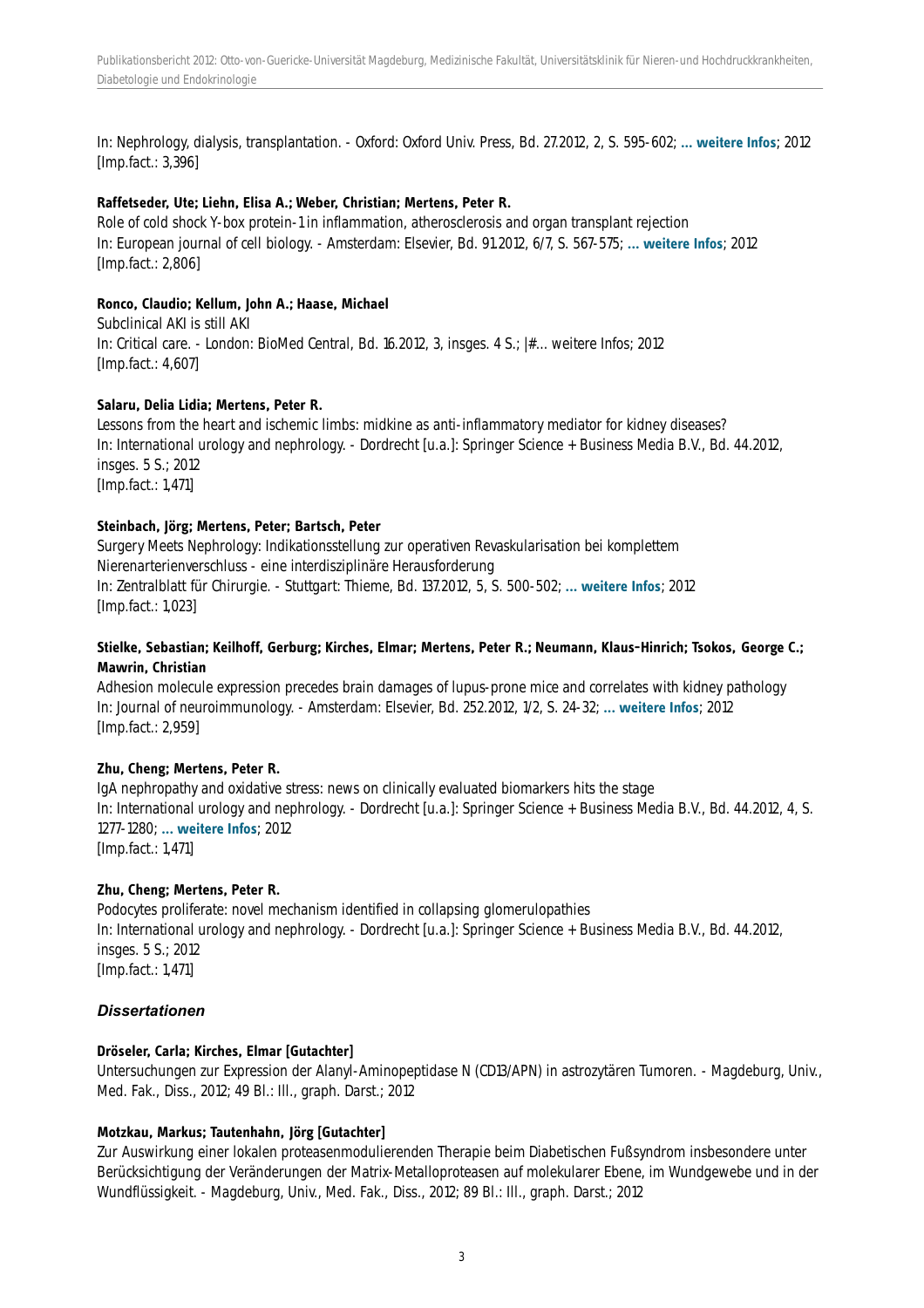In: Nephrology, dialysis, transplantation. - Oxford: Oxford Univ. Press, Bd. 27.2012, 2, S. 595-602; **... weitere Infos**; 2012
[Imp.fact.: 3,396]

**Raffetseder, Ute; Liehn, Elisa A.; Weber, Christian; Mertens, Peter R.**
Role of cold shock Y-box protein-1 in inflammation, atherosclerosis and organ transplant rejection
In: European journal of cell biology. - Amsterdam: Elsevier, Bd. 91.2012, 6/7, S. 567-575; **... weitere Infos**; 2012
[Imp.fact.: 2,806]

**Ronco, Claudio; Kellum, John A.; Haase, Michael**
Subclinical AKI is still AKI
In: Critical care. - London: BioMed Central, Bd. 16.2012, 3, insges. 4 S.; |#... weitere Infos; 2012
[Imp.fact.: 4,607]

**Salaru, Delia Lidia; Mertens, Peter R.**
Lessons from the heart and ischemic limbs: midkine as anti-inflammatory mediator for kidney diseases?
In: International urology and nephrology. - Dordrecht [u.a.]: Springer Science + Business Media B.V., Bd. 44.2012, insges. 5 S.; 2012
[Imp.fact.: 1,471]

**Steinbach, Jörg; Mertens, Peter; Bartsch, Peter**
Surgery Meets Nephrology: Indikationsstellung zur operativen Revaskularisation bei komplettem Nierenarterienverschluss - eine interdisziplinäre Herausforderung
In: Zentralblatt für Chirurgie. - Stuttgart: Thieme, Bd. 137.2012, 5, S. 500-502; **... weitere Infos**; 2012
[Imp.fact.: 1,023]

**Stielke, Sebastian; Keilhoff, Gerburg; Kirches, Elmar; Mertens, Peter R.; Neumann, Klaus-Hinrich; Tsokos, George C.; Mawrin, Christian**
Adhesion molecule expression precedes brain damages of lupus-prone mice and correlates with kidney pathology
In: Journal of neuroimmunology. - Amsterdam: Elsevier, Bd. 252.2012, 1/2, S. 24-32; **... weitere Infos**; 2012
[Imp.fact.: 2,959]

**Zhu, Cheng; Mertens, Peter R.**
IgA nephropathy and oxidative stress: news on clinically evaluated biomarkers hits the stage
In: International urology and nephrology. - Dordrecht [u.a.]: Springer Science + Business Media B.V., Bd. 44.2012, 4, S. 1277-1280; **... weitere Infos**; 2012
[Imp.fact.: 1,471]

**Zhu, Cheng; Mertens, Peter R.**
Podocytes proliferate: novel mechanism identified in collapsing glomerulopathies
In: International urology and nephrology. - Dordrecht [u.a.]: Springer Science + Business Media B.V., Bd. 44.2012, insges. 5 S.; 2012
[Imp.fact.: 1,471]

### *Dissertationen*

**Dröseler, Carla; Kirches, Elmar [Gutachter]**
Untersuchungen zur Expression der Alanyl-Aminopeptidase N (CD13/APN) in astrozytären Tumoren. - Magdeburg, Univ., Med. Fak., Diss., 2012; 49 Bl.: Ill., graph. Darst.; 2012

**Motzkau, Markus; Tautenhahn, Jörg [Gutachter]**
Zur Auswirkung einer lokalen proteasenmodulierenden Therapie beim Diabetischen Fußsyndrom insbesondere unter Berücksichtigung der Veränderungen der Matrix-Metalloproteasen auf molekularer Ebene, im Wundgewebe und in der Wundflüssigkeit. - Magdeburg, Univ., Med. Fak., Diss., 2012; 89 Bl.: Ill., graph. Darst.; 2012